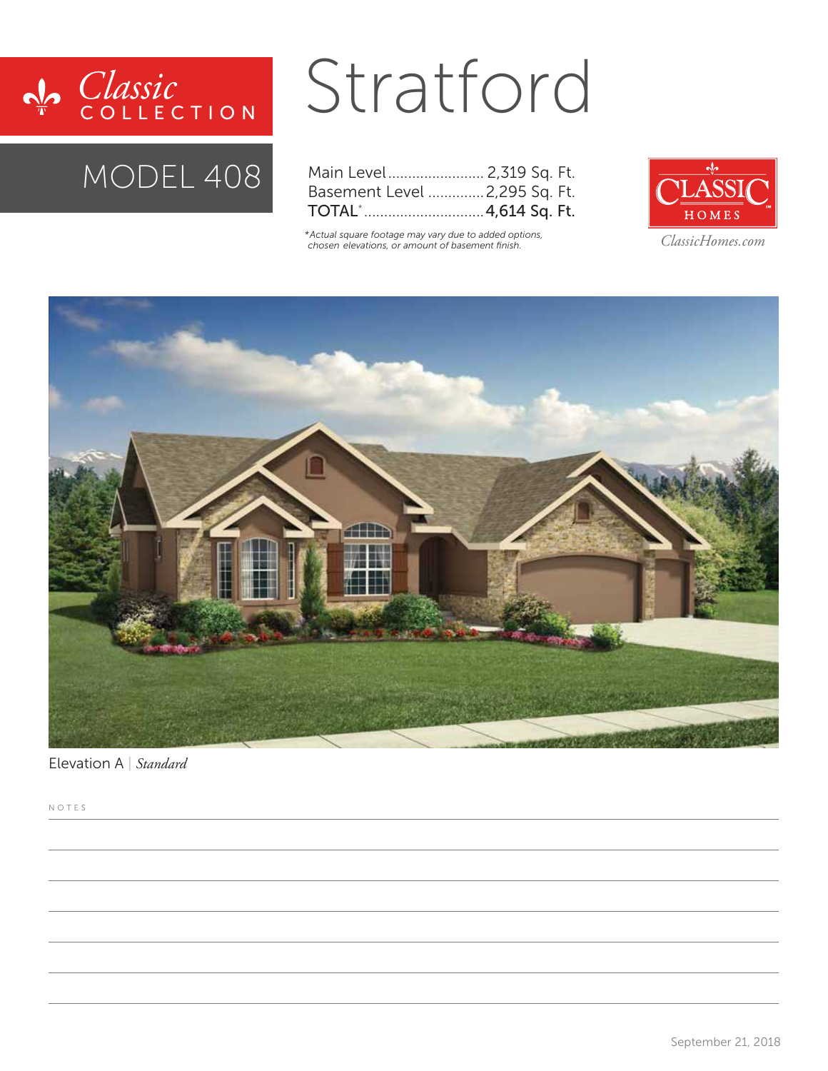Classic COLLECTION

# Stratford

## MODEL 408

| | |
|---|---|
| Main Level | 2,319 Sq. Ft. |
| Basement Level | 2,295 Sq. Ft. |
| **TOTAL*** | **4,614 Sq. Ft.** |

*Actual square footage may vary due to added options, chosen elevations, or amount of basement finish.

CLASSIC HOMES

ClassicHomes.com

Elevation A | *Standard*

NOTES

September 21, 2018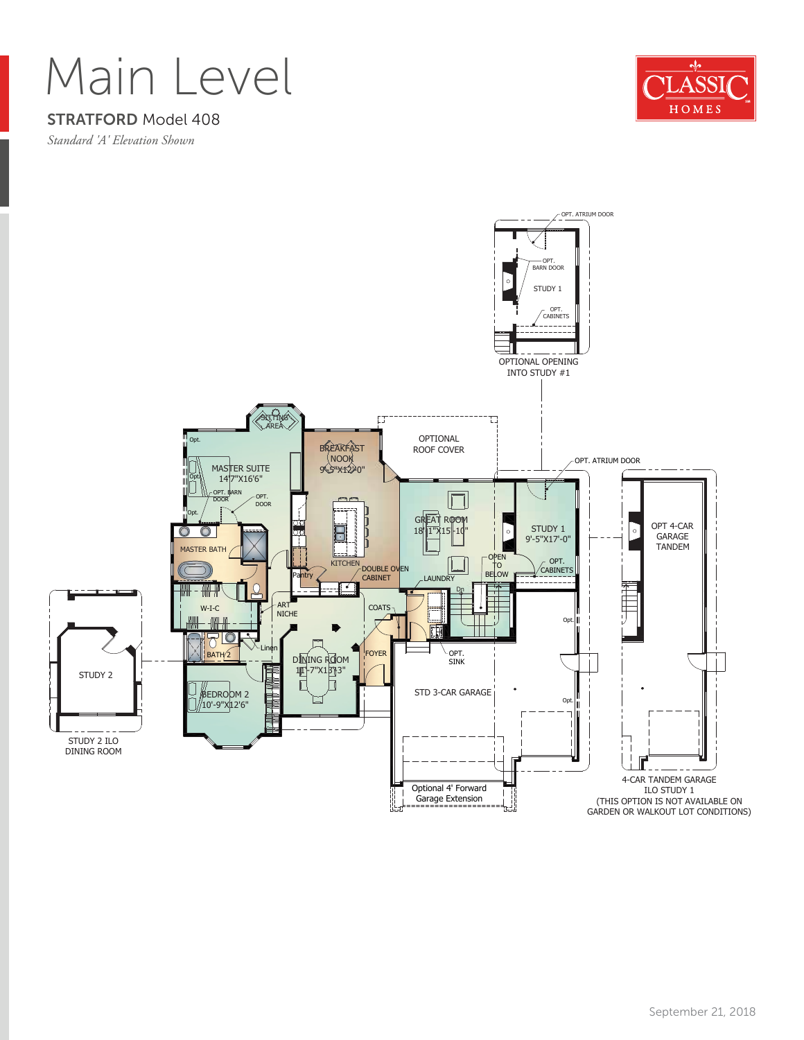# Main Level

## STRATFORD Model 408

*Standard 'A' Elevation Shown*

OPT. ATRIUM DOOR

OPT. BARN DOOR

STUDY 1

OPT. CABINETS

OPTIONAL OPENING INTO STUDY #1

SITTING AREA

Opt.

MASTER SUITE 14'7"X16'6"

OPT. BARN DOOR

OPT. DOOR

BREAKFAST NOOK 9'-5"X12'0"

OPTIONAL ROOF COVER

OPT. ATRIUM DOOR

GREAT ROOM 18'11"X15'-10"

STUDY 1 9'-5"X17'-0"

OPT 4-CAR GARAGE TANDEM

MASTER BATH

KITCHEN

DOUBLE OVEN CABINET

Pantry

OPEN TO BELOW

OPT. CABINETS

LAUNDRY

Dn

W-I-C

ART NICHE

COATS

Linen

BATH 2

DINING ROOM 11'-7"X13'3"

FOYER

OPT. SINK

STUDY 2

BEDROOM 2 10'-9"X12'6"

STD 3-CAR GARAGE

STUDY 2 ILO DINING ROOM

Optional 4' Forward Garage Extension

4-CAR TANDEM GARAGE ILO STUDY 1 (THIS OPTION IS NOT AVAILABLE ON GARDEN OR WALKOUT LOT CONDITIONS)

September 21, 2018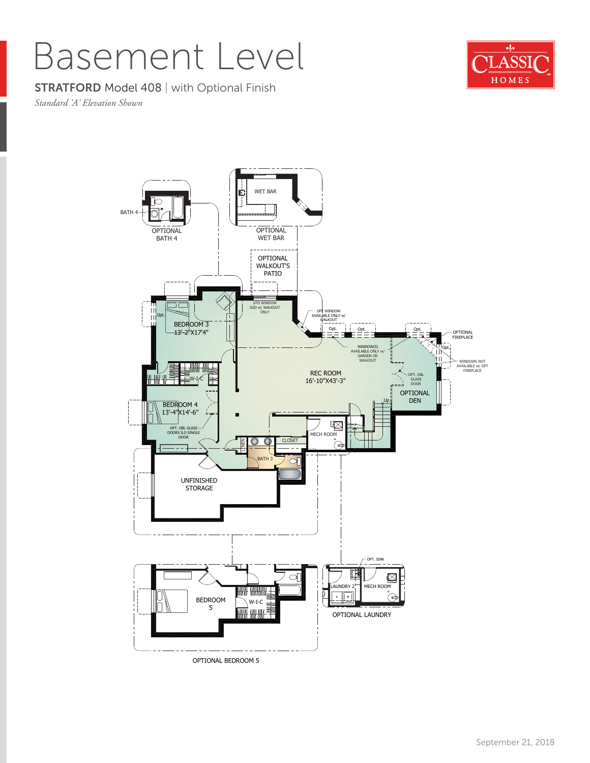# Basement Level

**STRATFORD** Model 408 | with Optional Finish

*Standard 'A' Elevation Shown*

BATH 4

OPTIONAL BATH 4

WET BAR

OPTIONAL WET BAR

OPTIONAL WALKOUT'S PATIO

STD WINDOW SGD w/ WALKOUT ONLY

OPT WINDOW AVAILABLE ONLY w/ WALKOUT

Opt.

Opt.

Opt.

Opt.

OPTIONAL FIREPLACE

Opt.

WINDOWS NOT AVAILABLE w/ OPT FIREPLACE

BEDROOM 3
13'-2"X17'4"

WINDOW(S) AVAILABLE ONLY w/ GARDEN OR WALKOUT

REC ROOM
16'-10"X43'-3"

OPT. DBL GLASS DOOR

OPTIONAL DEN

Up

W-I-C

BEDROOM 4
13'-4"X14'-6"

OPT. DBL GLASS DOORS ILO SINGLE DOOR

MECH ROOM

LINEN

CLOSET

BATH 3

UNFINISHED STORAGE

BEDROOM 5

W-I-C

OPTIONAL BEDROOM 5

OPT. SINK

LAUNDRY 2

MECH ROOM

OPTIONAL LAUNDRY

September 21, 2018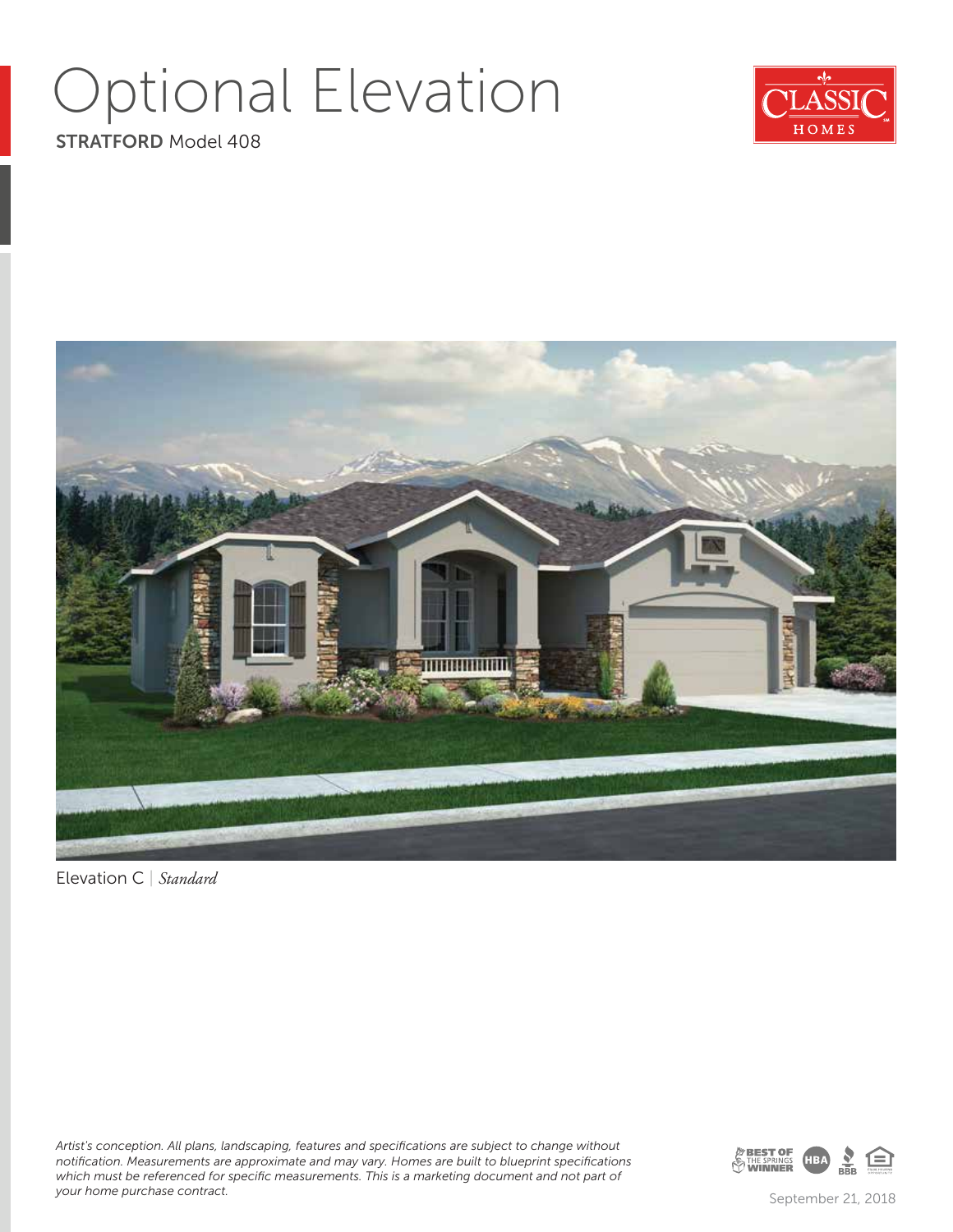# Optional Elevation

**STRATFORD** Model 408

Elevation C | *Standard*

*Artist's conception. All plans, landscaping, features and specifications are subject to change without notification. Measurements are approximate and may vary. Homes are built to blueprint specifications which must be referenced for specific measurements. This is a marketing document and not part of your home purchase contract.*

September 21, 2018